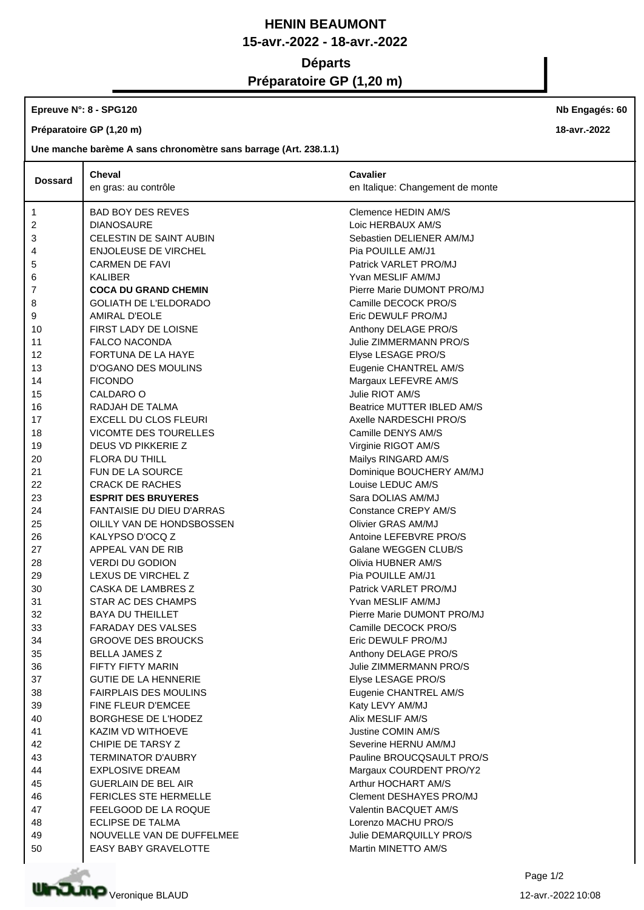# HENIN BEAUMONT

## 15-avr.-2022 - 18-avr.-2022

## Départs

## Préparatoire GP (1,20 m)

**Epreuve N°: 8 - SPG120** — **Nb Engagés: 60**

**Préparatoire GP (1,20 m)** — **18-avr.-2022**

**Une manche barème A sans chronomètre sans barrage (Art. 238.1.1)**

| Dossard | Cheval<br>en gras: au contrôle | Cavalier<br>en Italique: Changement de monte |
|---|---|---|
| 1 | BAD BOY DES REVES | Clemence HEDIN AM/S |
| 2 | DIANOSAURE | Loic HERBAUX AM/S |
| 3 | CELESTIN DE SAINT AUBIN | Sebastien DELIENER AM/MJ |
| 4 | ENJOLEUSE DE VIRCHEL | Pia POUILLE AM/J1 |
| 5 | CARMEN DE FAVI | Patrick VARLET PRO/MJ |
| 6 | KALIBER | Yvan MESLIF AM/MJ |
| 7 | **COCA DU GRAND CHEMIN** | Pierre Marie DUMONT PRO/MJ |
| 8 | GOLIATH DE L'ELDORADO | Camille DECOCK PRO/S |
| 9 | AMIRAL D'EOLE | Eric DEWULF PRO/MJ |
| 10 | FIRST LADY DE LOISNE | Anthony DELAGE PRO/S |
| 11 | FALCO NACONDA | Julie ZIMMERMANN PRO/S |
| 12 | FORTUNA DE LA HAYE | Elyse LESAGE PRO/S |
| 13 | D'OGANO DES MOULINS | Eugenie CHANTREL AM/S |
| 14 | FICONDO | Margaux LEFEVRE AM/S |
| 15 | CALDARO O | Julie RIOT AM/S |
| 16 | RADJAH DE TALMA | Beatrice MUTTER IBLED AM/S |
| 17 | EXCELL DU CLOS FLEURI | Axelle NARDESCHI PRO/S |
| 18 | VICOMTE DES TOURELLES | Camille DENYS AM/S |
| 19 | DEUS VD PIKKERIE Z | Virginie RIGOT AM/S |
| 20 | FLORA DU THILL | Mailys RINGARD AM/S |
| 21 | FUN DE LA SOURCE | Dominique BOUCHERY AM/MJ |
| 22 | CRACK DE RACHES | Louise LEDUC AM/S |
| 23 | **ESPRIT DES BRUYERES** | Sara DOLIAS AM/MJ |
| 24 | FANTAISIE DU DIEU D'ARRAS | Constance CREPY AM/S |
| 25 | OILILY VAN DE HONDSBOSSEN | Olivier GRAS AM/MJ |
| 26 | KALYPSO D'OCQ Z | Antoine LEFEBVRE PRO/S |
| 27 | APPEAL VAN DE RIB | Galane WEGGEN CLUB/S |
| 28 | VERDI DU GODION | Olivia HUBNER AM/S |
| 29 | LEXUS DE VIRCHEL Z | Pia POUILLE AM/J1 |
| 30 | CASKA DE LAMBRES Z | Patrick VARLET PRO/MJ |
| 31 | STAR AC DES CHAMPS | Yvan MESLIF AM/MJ |
| 32 | BAYA DU THEILLET | Pierre Marie DUMONT PRO/MJ |
| 33 | FARADAY DES VALSES | Camille DECOCK PRO/S |
| 34 | GROOVE DES BROUCKS | Eric DEWULF PRO/MJ |
| 35 | BELLA JAMES Z | Anthony DELAGE PRO/S |
| 36 | FIFTY FIFTY MARIN | Julie ZIMMERMANN PRO/S |
| 37 | GUTIE DE LA HENNERIE | Elyse LESAGE PRO/S |
| 38 | FAIRPLAIS DES MOULINS | Eugenie CHANTREL AM/S |
| 39 | FINE FLEUR D'EMCEE | Katy LEVY AM/MJ |
| 40 | BORGHESE DE L'HODEZ | Alix MESLIF AM/S |
| 41 | KAZIM VD WITHOEVE | Justine COMIN AM/S |
| 42 | CHIPIE DE TARSY Z | Severine HERNU AM/MJ |
| 43 | TERMINATOR D'AUBRY | Pauline BROUCQSAULT PRO/S |
| 44 | EXPLOSIVE DREAM | Margaux COURDENT PRO/Y2 |
| 45 | GUERLAIN DE BEL AIR | Arthur HOCHART AM/S |
| 46 | FERICLES STE HERMELLE | Clement DESHAYES PRO/MJ |
| 47 | FEELGOOD DE LA ROQUE | Valentin BACQUET AM/S |
| 48 | ECLIPSE DE TALMA | Lorenzo MACHU PRO/S |
| 49 | NOUVELLE VAN DE DUFFELMEE | Julie DEMARQUILLY PRO/S |
| 50 | EASY BABY GRAVELOTTE | Martin MINETTO AM/S |

Veronique BLAUD — 12-avr.-2022 10:08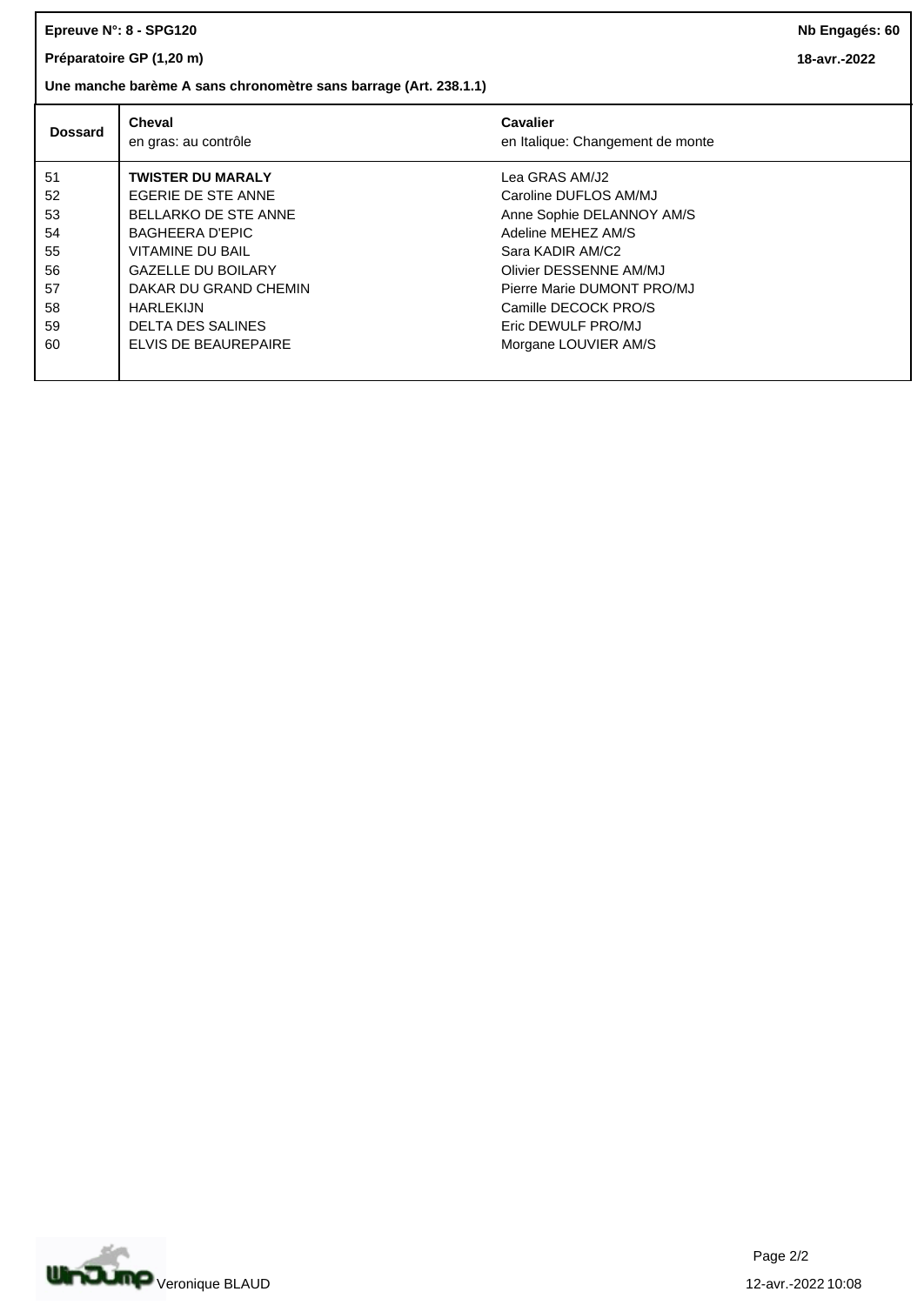**Epreuve N°: 8 - SPG120** **Nb Engagés: 60**

**Préparatoire GP (1,20 m)** **18-avr.-2022**

**Une manche barème A sans chronomètre sans barrage (Art. 238.1.1)**

| Dossard | **Cheval** en gras: au contrôle | **Cavalier** en Italique: Changement de monte |
|---|---|---|
| 51 | **TWISTER DU MARALY** | Lea GRAS AM/J2 |
| 52 | EGERIE DE STE ANNE | Caroline DUFLOS AM/MJ |
| 53 | BELLARKO DE STE ANNE | Anne Sophie DELANNOY AM/S |
| 54 | BAGHEERA D'EPIC | Adeline MEHEZ AM/S |
| 55 | VITAMINE DU BAIL | Sara KADIR AM/C2 |
| 56 | GAZELLE DU BOILARY | Olivier DESSENNE AM/MJ |
| 57 | DAKAR DU GRAND CHEMIN | Pierre Marie DUMONT PRO/MJ |
| 58 | HARLEKIJN | Camille DECOCK PRO/S |
| 59 | DELTA DES SALINES | Eric DEWULF PRO/MJ |
| 60 | ELVIS DE BEAUREPAIRE | Morgane LOUVIER AM/S |

Veronique BLAUD

12-avr.-2022 10:08